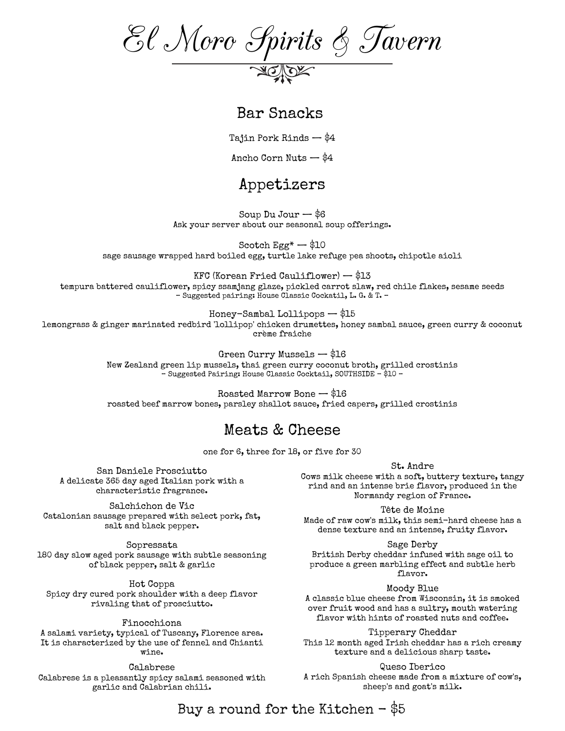# El Moro Spirits & Tavern

## Bar Snacks

Tajin Pork Rinds — $4

Ancho Corn Nuts — $4

## Appetizers

Soup Du Jour — $6
Ask your server about our seasonal soup offerings.

Scotch Egg* — $10
sage sausage wrapped hard boiled egg, turtle lake refuge pea shoots, chipotle aioli

KFC (Korean Fried Cauliflower) — $13
tempura battered cauliflower, spicy ssamjang glaze, pickled carrot slaw, red chile flakes, sesame seeds
- Suggested pairing: House Classic Cockatil, L. G. & T. -

Honey-Sambal Lollipops — $15
lemongrass & ginger marinated redbird 'lollipop' chicken drumettes, honey sambal sauce, green curry & coconut crème fraiche

Green Curry Mussels — $16
New Zealand green lip mussels, thai green curry coconut broth, grilled crostinis
- Suggested Pairing: House Classic Cocktail, SOUTHSIDE - $10 -

Roasted Marrow Bone — $16
roasted beef marrow bones, parsley shallot sauce, fried capers, grilled crostinis

## Meats & Cheese

one for 6, three for 18, or five for 30

**San Daniele Prosciutto**
A delicate 365 day aged Italian pork with a characteristic fragrance.

**Salchichon de Vic**
Catalonian sausage prepared with select pork, fat, salt and black pepper.

**Sopressata**
180 day slow aged pork sausage with subtle seasoning of black pepper, salt & garlic

**Hot Coppa**
Spicy dry cured pork shoulder with a deep flavor rivaling that of prosciutto.

**Finocchiona**
A salami variety, typical of Tuscany, Florence area. It is characterized by the use of fennel and Chianti wine.

**Calabrese**
Calabrese is a pleasantly spicy salami seasoned with garlic and Calabrian chili.

**St. Andre**
Cows milk cheese with a soft, buttery texture, tangy rind and an intense brie flavor, produced in the Normandy region of France.

**Tête de Moine**
Made of raw cow's milk, this semi-hard cheese has a dense texture and an intense, fruity flavor.

**Sage Derby**
British Derby cheddar infused with sage oil to produce a green marbling effect and subtle herb flavor.

**Moody Blue**
A classic blue cheese from Wisconsin, it is smoked over fruit wood and has a sultry, mouth watering flavor with hints of roasted nuts and coffee.

**Tipperary Cheddar**
This 12 month aged Irish cheddar has a rich creamy texture and a delicious sharp taste.

**Queso Iberico**
A rich Spanish cheese made from a mixture of cow's, sheep's and goat's milk.

Buy a round for the Kitchen - $5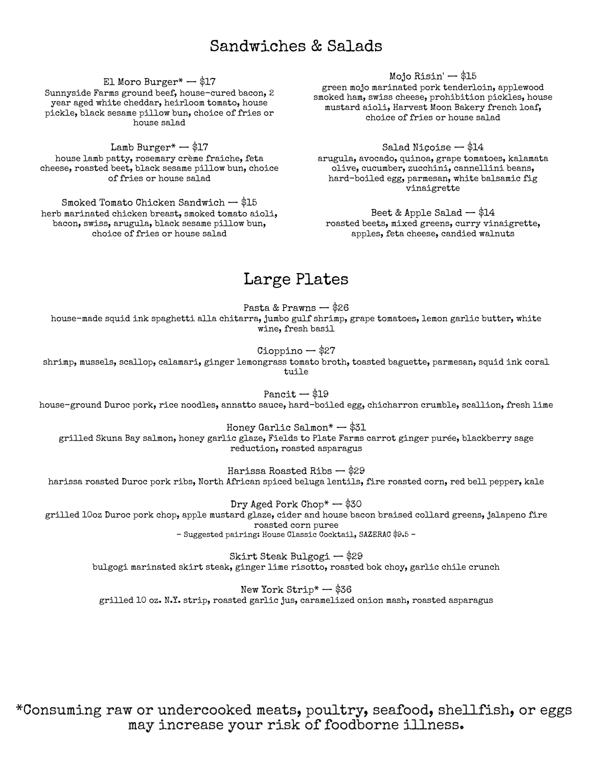## Sandwiches & Salads

El Moro Burger* — $17
Sunnyside Farms ground beef, house-cured bacon, 2 year aged white cheddar, heirloom tomato, house pickle, black sesame pillow bun, choice of fries or house salad

Lamb Burger* — $17
house lamb patty, rosemary crème fraiche, feta cheese, roasted beet, black sesame pillow bun, choice of fries or house salad

Smoked Tomato Chicken Sandwich — $15
herb marinated chicken breast, smoked tomato aioli, bacon, swiss, arugula, black sesame pillow bun, choice of fries or house salad

Mojo Risin' — $15
green mojo marinated pork tenderloin, applewood smoked ham, swiss cheese, prohibition pickles, house mustard aioli, Harvest Moon Bakery french loaf, choice of fries or house salad

Salad Niçoise — $14
arugula, avocado, quinoa, grape tomatoes, kalamata olive, cucumber, zucchini, cannellini beans, hard-boiled egg, parmesan, white balsamic fig vinaigrette

Beet & Apple Salad — $14
roasted beets, mixed greens, curry vinaigrette, apples, feta cheese, candied walnuts

## Large Plates

Pasta & Prawns — $26
house-made squid ink spaghetti alla chitarra, jumbo gulf shrimp, grape tomatoes, lemon garlic butter, white wine, fresh basil

Cioppino — $27
shrimp, mussels, scallop, calamari, ginger lemongrass tomato broth, toasted baguette, parmesan, squid ink coral tuile

Pancit — $19
house-ground Duroc pork, rice noodles, annatto sauce, hard-boiled egg, chicharron crumble, scallion, fresh lime

Honey Garlic Salmon* — $31
grilled Skuna Bay salmon, honey garlic glaze, Fields to Plate Farms carrot ginger purée, blackberry sage reduction, roasted asparagus

Harissa Roasted Ribs — $29
harissa roasted Duroc pork ribs, North African spiced beluga lentils, fire roasted corn, red bell pepper, kale

Dry Aged Pork Chop* — $30
grilled 10oz Duroc pork chop, apple mustard glaze, cider and house bacon braised collard greens, jalapeno fire roasted corn puree
- Suggested pairing: House Classic Cocktail, SAZERAC $9.5 -

Skirt Steak Bulgogi — $29
bulgogi marinated skirt steak, ginger lime risotto, roasted bok choy, garlic chile crunch

New York Strip* — $36
grilled 10 oz. N.Y. strip, roasted garlic jus, caramelized onion mash, roasted asparagus

*Consuming raw or undercooked meats, poultry, seafood, shellfish, or eggs may increase your risk of foodborne illness.